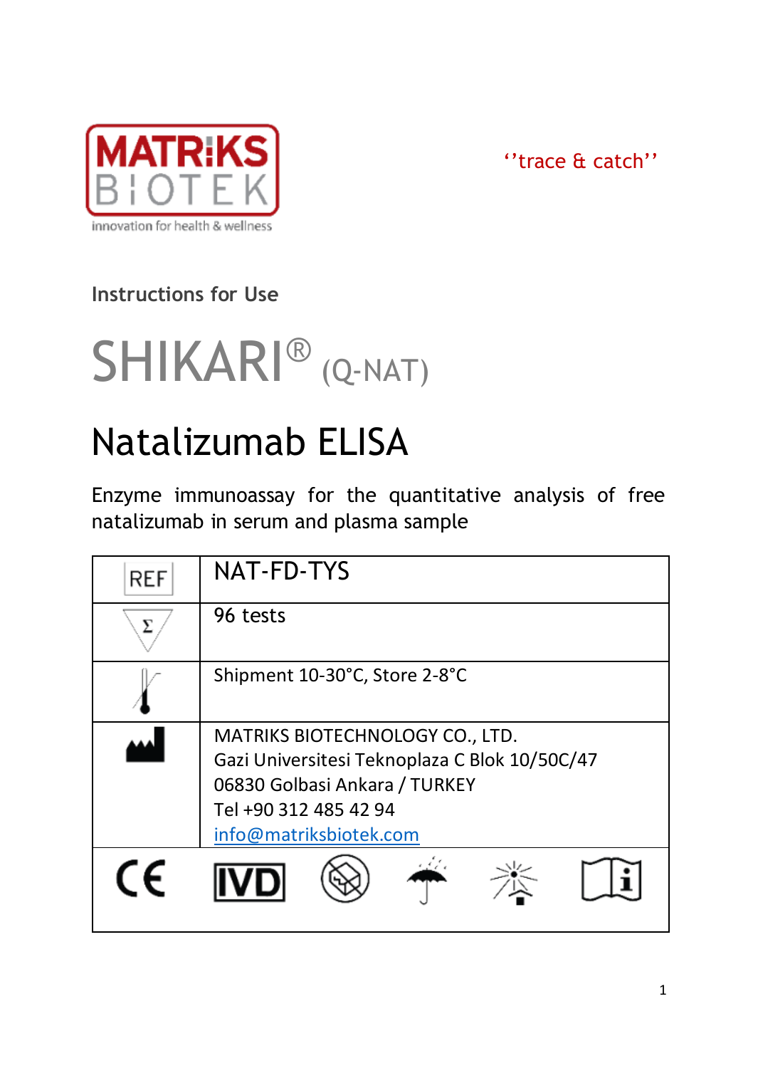MATRIKS BIOTEK
innovation for health & wellness

''trace & catch''

Instructions for Use

# SHIKARI® (Q-NAT)

# Natalizumab ELISA

Enzyme immunoassay for the quantitative analysis of free natalizumab in serum and plasma sample

| REF | NAT-FD-TYS |
|---|---|
| Σ | 96 tests |
| Temperature limit | Shipment 10-30°C, Store 2-8°C |
| Manufacturer | MATRIKS BIOTECHNOLOGY CO., LTD.<br>Gazi Universitesi Teknoplaza C Blok 10/50C/47<br>06830 Golbasi Ankara / TURKEY<br>Tel +90 312 485 42 94<br>info@matriksbiotek.com |
| CE, IVD, Do not use if package is damaged, Keep dry, Keep away from sunlight, Consult instructions for use | |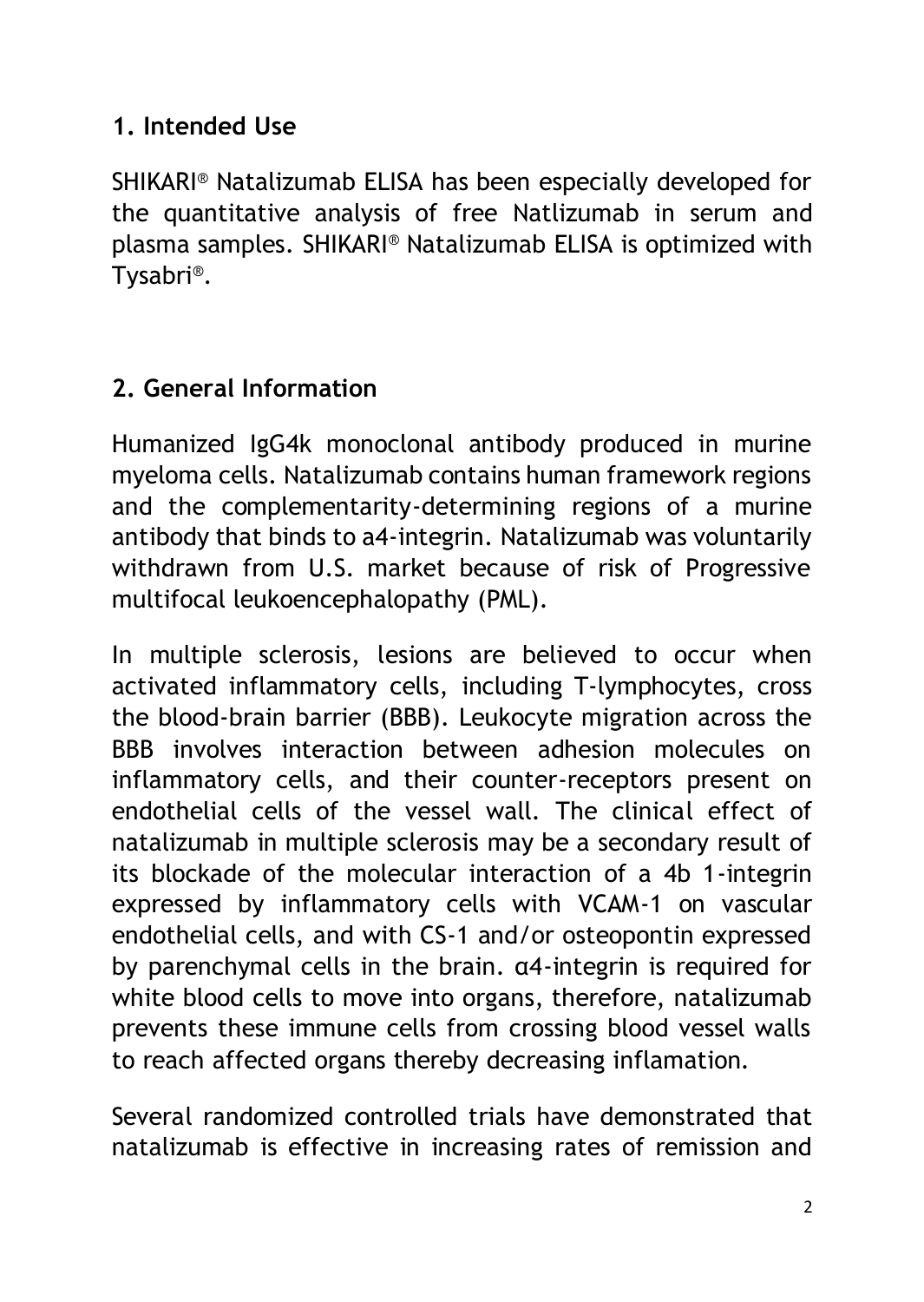## 1. Intended Use

SHIKARI® Natalizumab ELISA has been especially developed for the quantitative analysis of free Natlizumab in serum and plasma samples. SHIKARI® Natalizumab ELISA is optimized with Tysabri®.

## 2. General Information

Humanized IgG4k monoclonal antibody produced in murine myeloma cells. Natalizumab contains human framework regions and the complementarity-determining regions of a murine antibody that binds to a4-integrin. Natalizumab was voluntarily withdrawn from U.S. market because of risk of Progressive multifocal leukoencephalopathy (PML).

In multiple sclerosis, lesions are believed to occur when activated inflammatory cells, including T-lymphocytes, cross the blood-brain barrier (BBB). Leukocyte migration across the BBB involves interaction between adhesion molecules on inflammatory cells, and their counter-receptors present on endothelial cells of the vessel wall. The clinical effect of natalizumab in multiple sclerosis may be a secondary result of its blockade of the molecular interaction of a 4b 1-integrin expressed by inflammatory cells with VCAM-1 on vascular endothelial cells, and with CS-1 and/or osteopontin expressed by parenchymal cells in the brain. α4-integrin is required for white blood cells to move into organs, therefore, natalizumab prevents these immune cells from crossing blood vessel walls to reach affected organs thereby decreasing inflamation.

Several randomized controlled trials have demonstrated that natalizumab is effective in increasing rates of remission and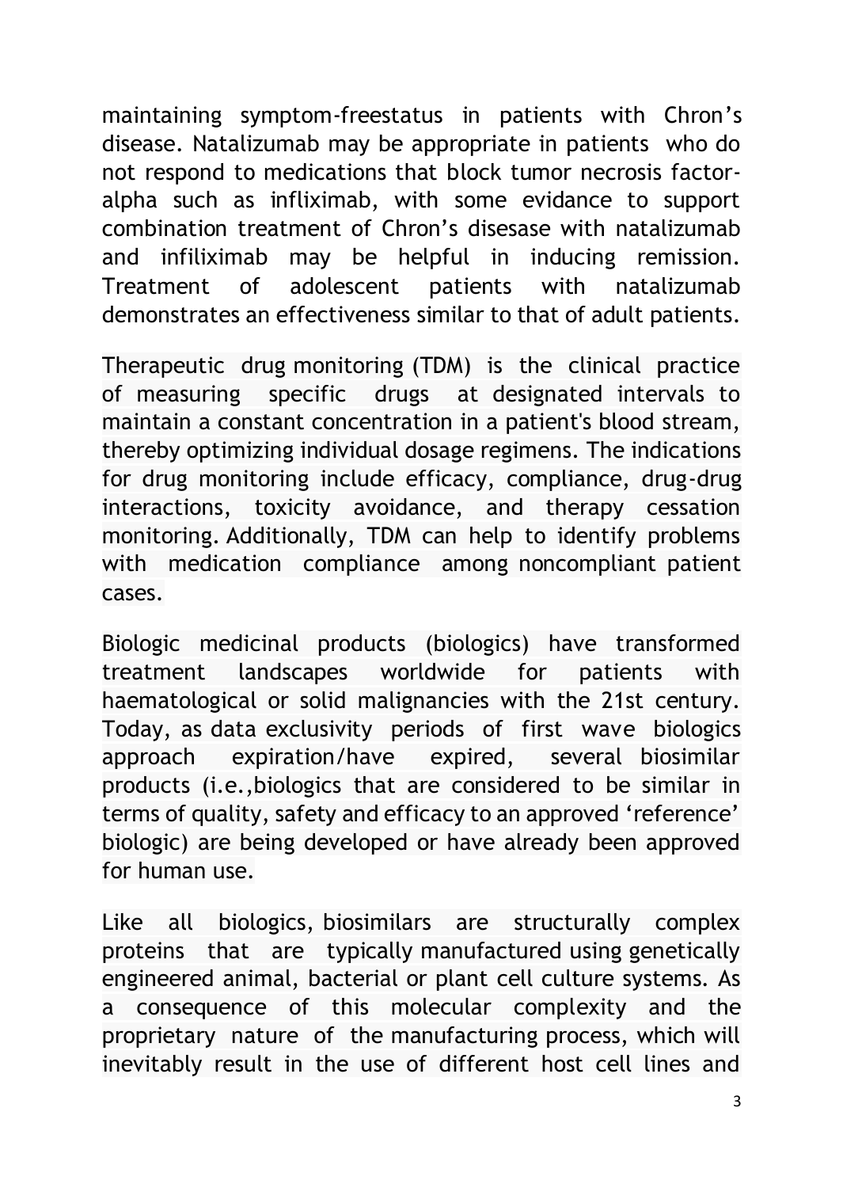maintaining symptom-freestatus in patients with Chron's disease. Natalizumab may be appropriate in patients who do not respond to medications that block tumor necrosis factor-alpha such as infliximab, with some evidance to support combination treatment of Chron's disesase with natalizumab and infiliximab may be helpful in inducing remission. Treatment of adolescent patients with natalizumab demonstrates an effectiveness similar to that of adult patients.

Therapeutic drug monitoring (TDM) is the clinical practice of measuring specific drugs at designated intervals to maintain a constant concentration in a patient's blood stream, thereby optimizing individual dosage regimens. The indications for drug monitoring include efficacy, compliance, drug-drug interactions, toxicity avoidance, and therapy cessation monitoring. Additionally, TDM can help to identify problems with medication compliance among noncompliant patient cases.

Biologic medicinal products (biologics) have transformed treatment landscapes worldwide for patients with haematological or solid malignancies with the 21st century. Today, as data exclusivity periods of first wave biologics approach expiration/have expired, several biosimilar products (i.e.,biologics that are considered to be similar in terms of quality, safety and efficacy to an approved 'reference' biologic) are being developed or have already been approved for human use.

Like all biologics, biosimilars are structurally complex proteins that are typically manufactured using genetically engineered animal, bacterial or plant cell culture systems. As a consequence of this molecular complexity and the proprietary nature of the manufacturing process, which will inevitably result in the use of different host cell lines and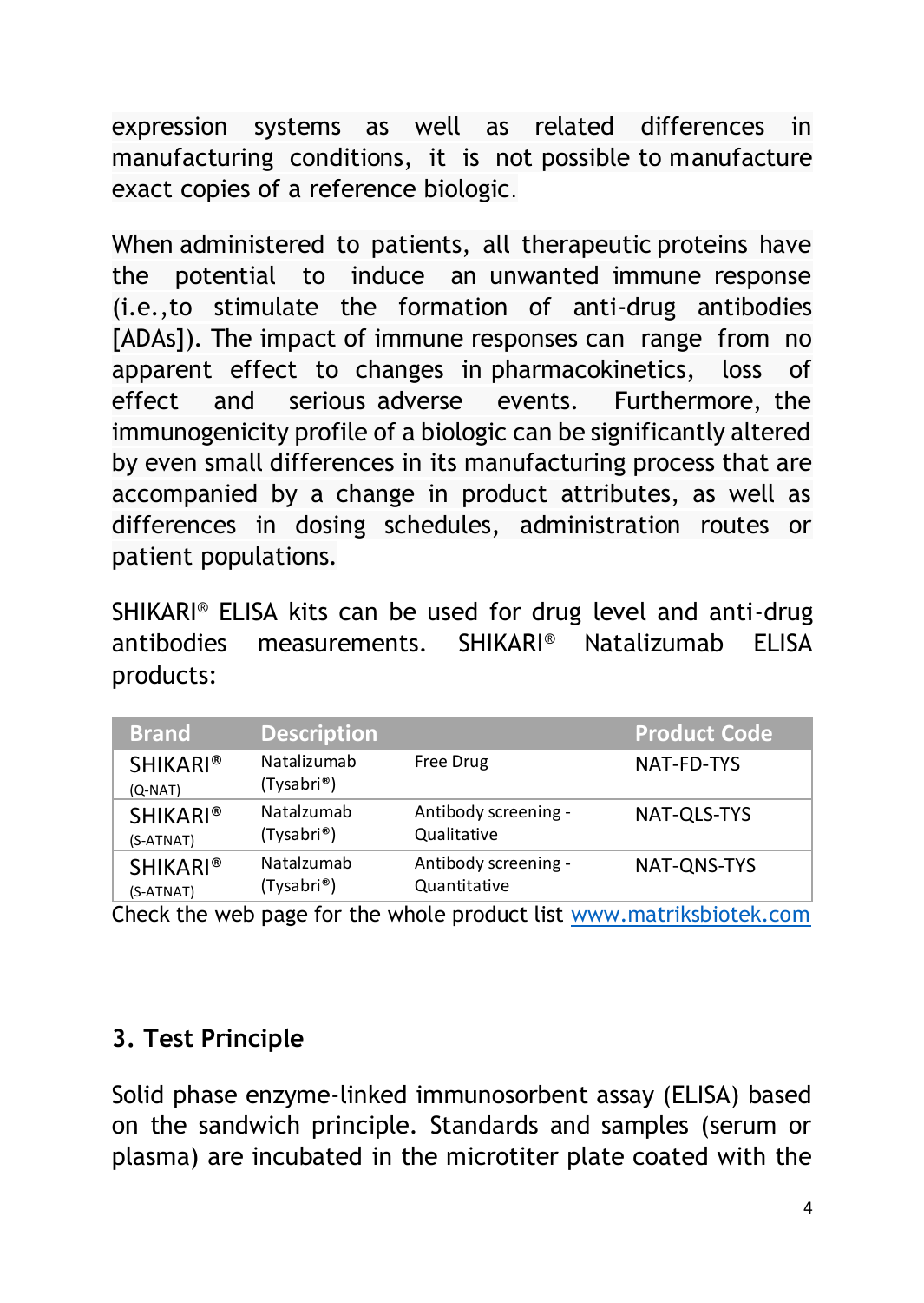expression systems as well as related differences in manufacturing conditions, it is not possible to manufacture exact copies of a reference biologic.

When administered to patients, all therapeutic proteins have the potential to induce an unwanted immune response (i.e.,to stimulate the formation of anti-drug antibodies [ADAs]). The impact of immune responses can range from no apparent effect to changes in pharmacokinetics, loss of effect and serious adverse events. Furthermore, the immunogenicity profile of a biologic can be significantly altered by even small differences in its manufacturing process that are accompanied by a change in product attributes, as well as differences in dosing schedules, administration routes or patient populations.

SHIKARI® ELISA kits can be used for drug level and anti-drug antibodies measurements. SHIKARI® Natalizumab ELISA products:

| Brand | Description | | Product Code |
|---|---|---|---|
| SHIKARI® (Q-NAT) | Natalizumab (Tysabri®) | Free Drug | NAT-FD-TYS |
| SHIKARI® (S-ATNAT) | Natalzumab (Tysabri®) | Antibody screening - Qualitative | NAT-QLS-TYS |
| SHIKARI® (S-ATNAT) | Natalzumab (Tysabri®) | Antibody screening - Quantitative | NAT-QNS-TYS |

Check the web page for the whole product list www.matriksbiotek.com

## 3. Test Principle

Solid phase enzyme-linked immunosorbent assay (ELISA) based on the sandwich principle. Standards and samples (serum or plasma) are incubated in the microtiter plate coated with the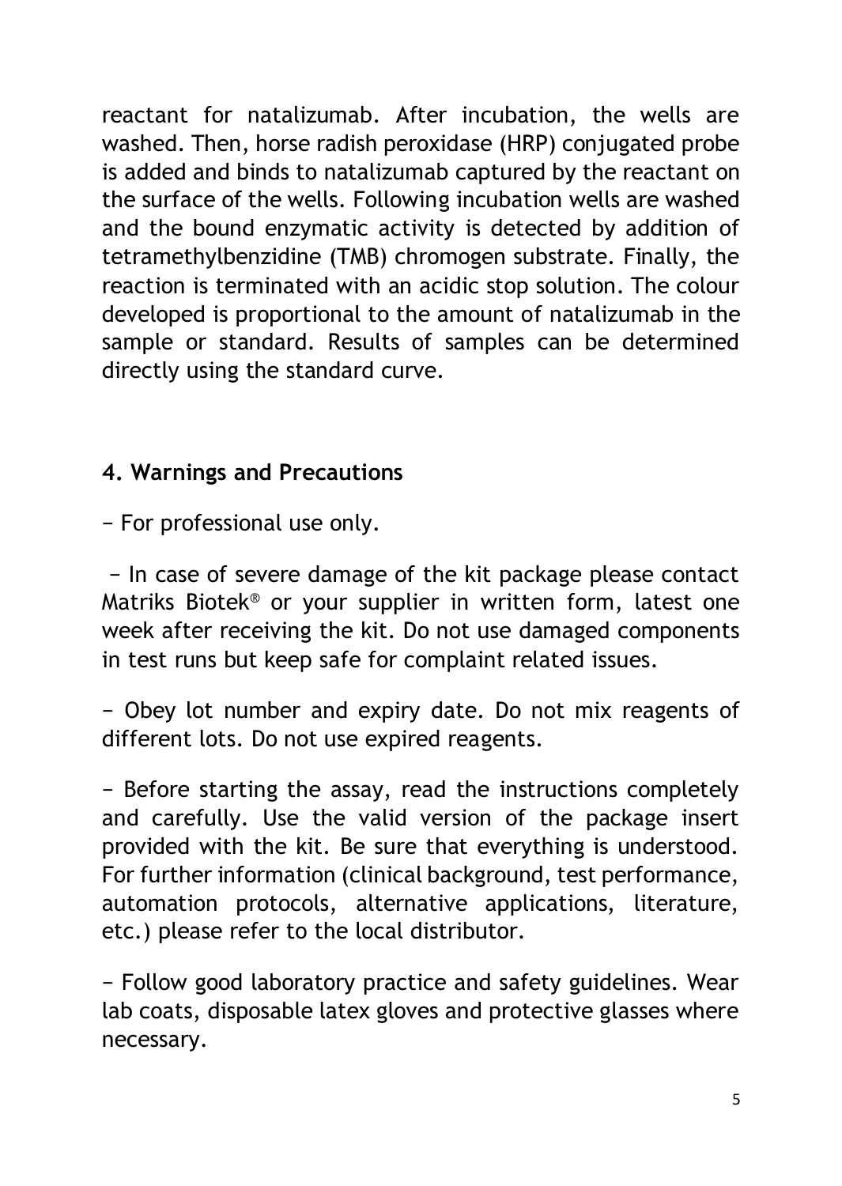reactant for natalizumab. After incubation, the wells are washed. Then, horse radish peroxidase (HRP) conjugated probe is added and binds to natalizumab captured by the reactant on the surface of the wells. Following incubation wells are washed and the bound enzymatic activity is detected by addition of tetramethylbenzidine (TMB) chromogen substrate. Finally, the reaction is terminated with an acidic stop solution. The colour developed is proportional to the amount of natalizumab in the sample or standard. Results of samples can be determined directly using the standard curve.

## 4. Warnings and Precautions

− For professional use only.

− In case of severe damage of the kit package please contact Matriks Biotek® or your supplier in written form, latest one week after receiving the kit. Do not use damaged components in test runs but keep safe for complaint related issues.

− Obey lot number and expiry date. Do not mix reagents of different lots. Do not use expired reagents.

− Before starting the assay, read the instructions completely and carefully. Use the valid version of the package insert provided with the kit. Be sure that everything is understood. For further information (clinical background, test performance, automation protocols, alternative applications, literature, etc.) please refer to the local distributor.

− Follow good laboratory practice and safety guidelines. Wear lab coats, disposable latex gloves and protective glasses where necessary.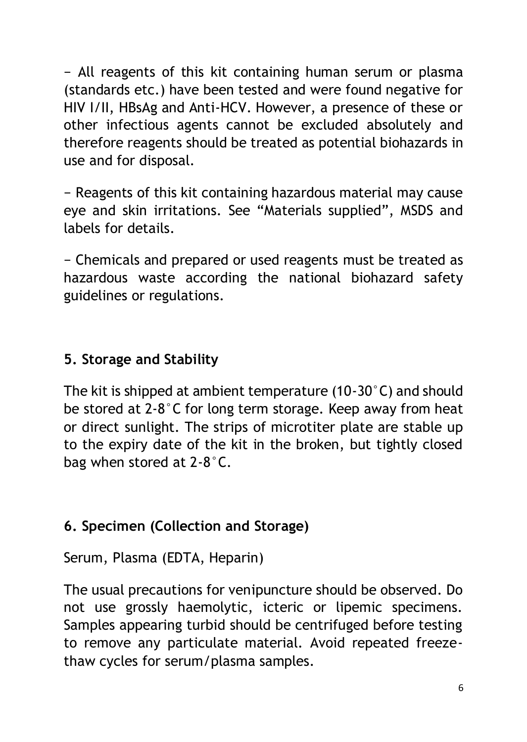− All reagents of this kit containing human serum or plasma (standards etc.) have been tested and were found negative for HIV I/II, HBsAg and Anti-HCV. However, a presence of these or other infectious agents cannot be excluded absolutely and therefore reagents should be treated as potential biohazards in use and for disposal.

− Reagents of this kit containing hazardous material may cause eye and skin irritations. See “Materials supplied”, MSDS and labels for details.

− Chemicals and prepared or used reagents must be treated as hazardous waste according the national biohazard safety guidelines or regulations.

## 5. Storage and Stability

The kit is shipped at ambient temperature (10-30°C) and should be stored at 2-8°C for long term storage. Keep away from heat or direct sunlight. The strips of microtiter plate are stable up to the expiry date of the kit in the broken, but tightly closed bag when stored at 2-8°C.

## 6. Specimen (Collection and Storage)

Serum, Plasma (EDTA, Heparin)

The usual precautions for venipuncture should be observed. Do not use grossly haemolytic, icteric or lipemic specimens. Samples appearing turbid should be centrifuged before testing to remove any particulate material. Avoid repeated freeze-thaw cycles for serum/plasma samples.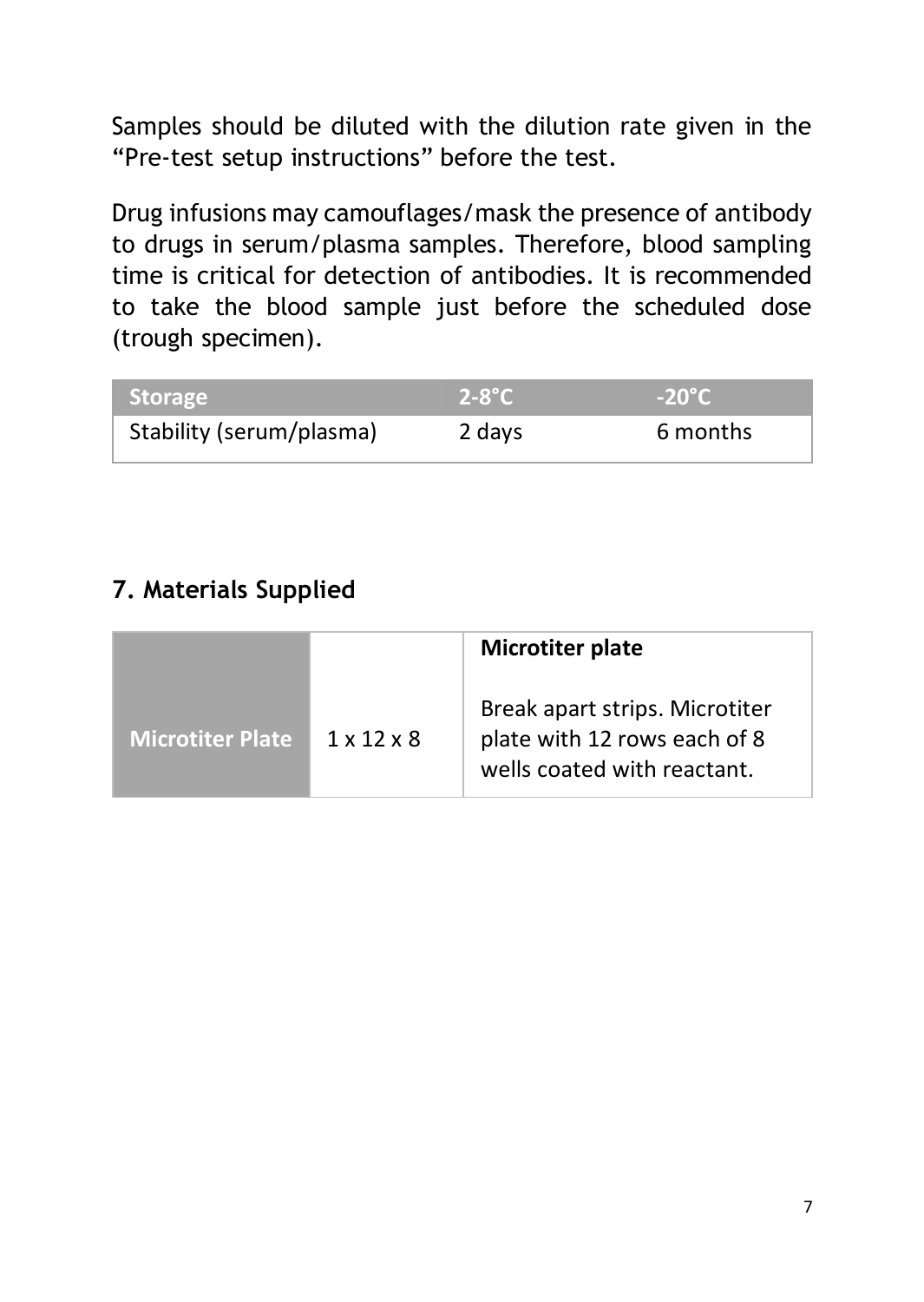Samples should be diluted with the dilution rate given in the “Pre-test setup instructions” before the test.

Drug infusions may camouflages/mask the presence of antibody to drugs in serum/plasma samples. Therefore, blood sampling time is critical for detection of antibodies. It is recommended to take the blood sample just before the scheduled dose (trough specimen).

| Storage | 2-8°C | -20°C |
|---|---|---|
| Stability (serum/plasma) | 2 days | 6 months |

## 7. Materials Supplied

| Microtiter Plate | 1 x 12 x 8 | **Microtiter plate**<br><br>Break apart strips. Microtiter plate with 12 rows each of 8 wells coated with reactant. |
|---|---|---|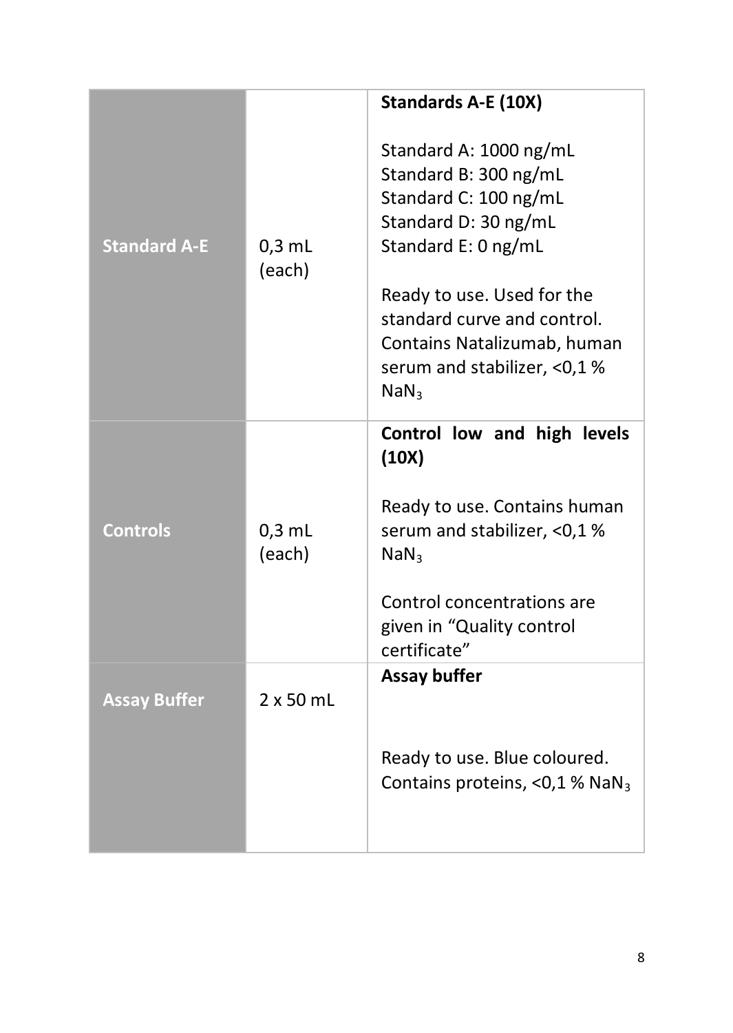| | | |
|---|---|---|
| **Standard A-E** | 0,3 mL (each) | **Standards A-E (10X)**<br><br>Standard A: 1000 ng/mL<br>Standard B: 300 ng/mL<br>Standard C: 100 ng/mL<br>Standard D: 30 ng/mL<br>Standard E: 0 ng/mL<br><br>Ready to use. Used for the standard curve and control. Contains Natalizumab, human serum and stabilizer, <0,1 % $NaN_3$ |
| **Controls** | 0,3 mL (each) | **Control low and high levels (10X)**<br><br>Ready to use. Contains human serum and stabilizer, <0,1 % $NaN_3$<br><br>Control concentrations are given in “Quality control certificate” |
| **Assay Buffer** | 2 x 50 mL | **Assay buffer**<br><br>Ready to use. Blue coloured. Contains proteins, <0,1 % $NaN_3$ |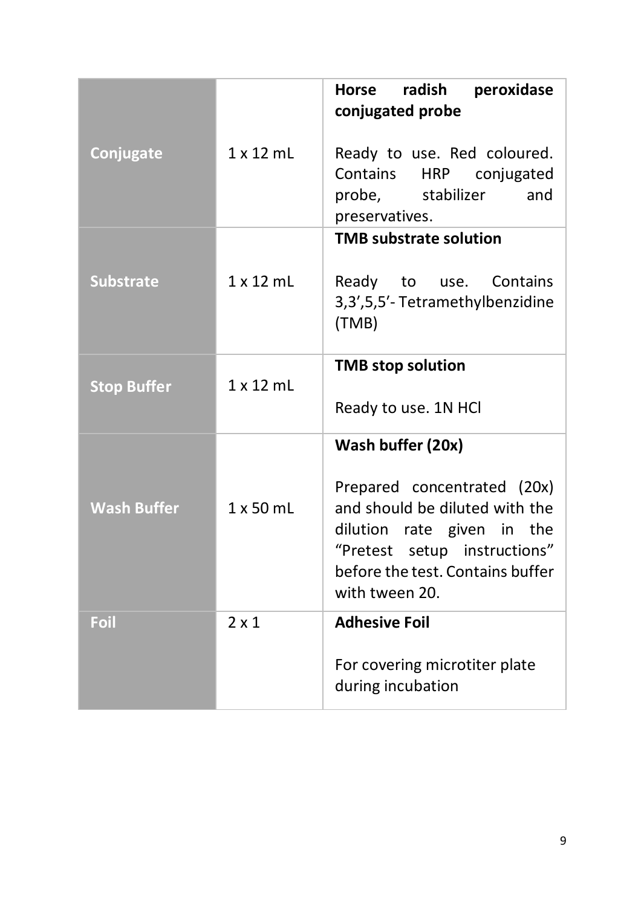| | | |
|---|---|---|
| **Conjugate** | 1 x 12 mL | **Horse radish peroxidase conjugated probe**<br><br>Ready to use. Red coloured. Contains HRP conjugated probe, stabilizer and preservatives. |
| **Substrate** | 1 x 12 mL | **TMB substrate solution**<br><br>Ready to use. Contains 3,3',5,5'- Tetramethylbenzidine (TMB) |
| **Stop Buffer** | 1 x 12 mL | **TMB stop solution**<br><br>Ready to use. 1N HCl |
| **Wash Buffer** | 1 x 50 mL | **Wash buffer (20x)**<br><br>Prepared concentrated (20x) and should be diluted with the dilution rate given in the "Pretest setup instructions" before the test. Contains buffer with tween 20. |
| **Foil** | 2 x 1 | **Adhesive Foil**<br><br>For covering microtiter plate during incubation |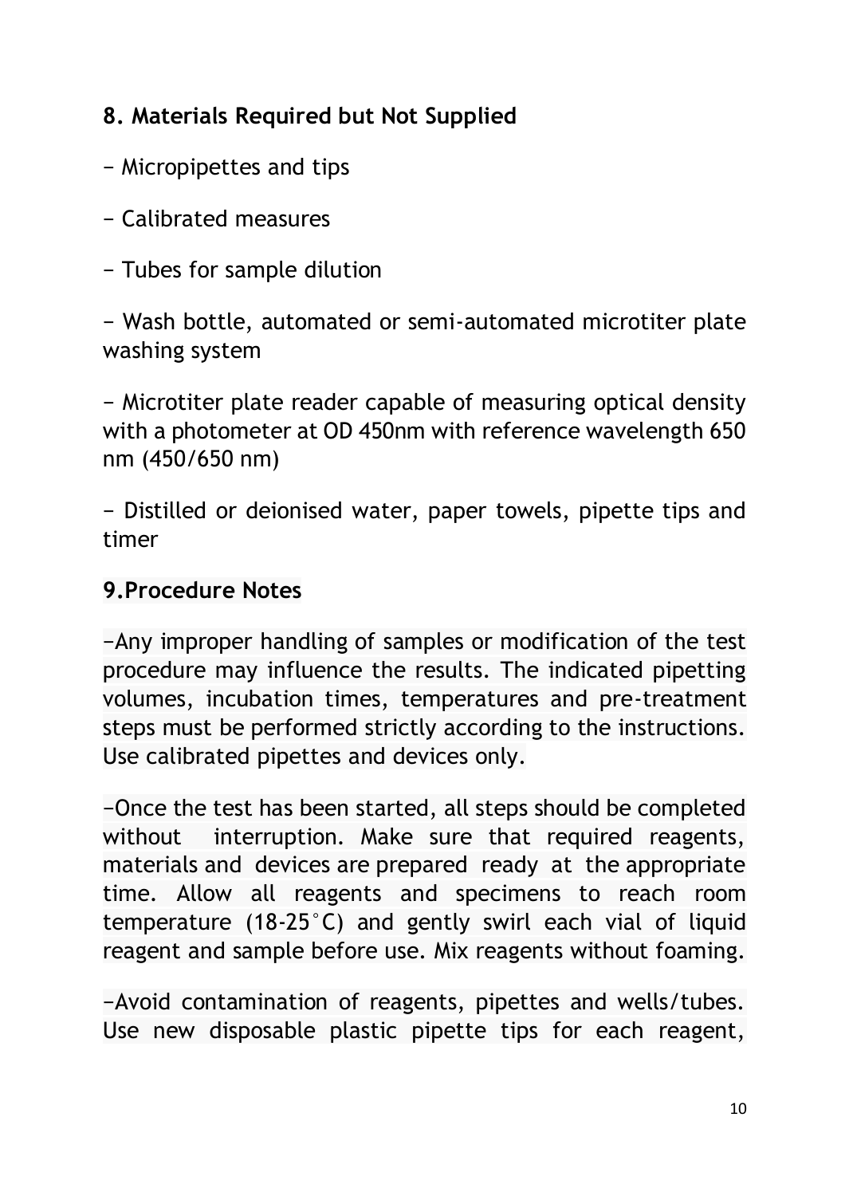## 8. Materials Required but Not Supplied

− Micropipettes and tips

− Calibrated measures

− Tubes for sample dilution

− Wash bottle, automated or semi-automated microtiter plate washing system

− Microtiter plate reader capable of measuring optical density with a photometer at OD 450nm with reference wavelength 650 nm (450/650 nm)

− Distilled or deionised water, paper towels, pipette tips and timer

## 9.Procedure Notes

−Any improper handling of samples or modification of the test procedure may influence the results. The indicated pipetting volumes, incubation times, temperatures and pre-treatment steps must be performed strictly according to the instructions. Use calibrated pipettes and devices only.

−Once the test has been started, all steps should be completed without interruption. Make sure that required reagents, materials and devices are prepared ready at the appropriate time. Allow all reagents and specimens to reach room temperature (18-25°C) and gently swirl each vial of liquid reagent and sample before use. Mix reagents without foaming.

−Avoid contamination of reagents, pipettes and wells/tubes. Use new disposable plastic pipette tips for each reagent,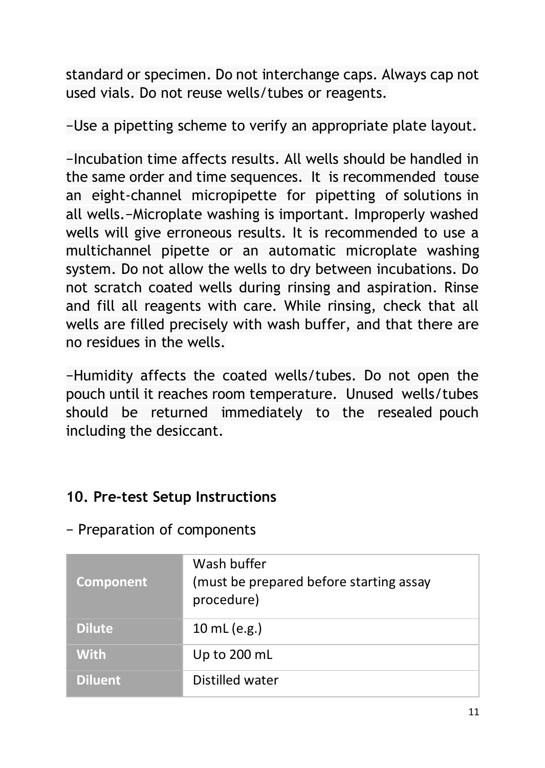standard or specimen. Do not interchange caps. Always cap not used vials. Do not reuse wells/tubes or reagents.

−Use a pipetting scheme to verify an appropriate plate layout.

−Incubation time affects results. All wells should be handled in the same order and time sequences. It is recommended touse an eight-channel micropipette for pipetting of solutions in all wells.−Microplate washing is important. Improperly washed wells will give erroneous results. It is recommended to use a multichannel pipette or an automatic microplate washing system. Do not allow the wells to dry between incubations. Do not scratch coated wells during rinsing and aspiration. Rinse and fill all reagents with care. While rinsing, check that all wells are filled precisely with wash buffer, and that there are no residues in the wells.

−Humidity affects the coated wells/tubes. Do not open the pouch until it reaches room temperature. Unused wells/tubes should be returned immediately to the resealed pouch including the desiccant.

## 10. Pre-test Setup Instructions

− Preparation of components

| Component | Wash buffer (must be prepared before starting assay procedure) |
|---|---|
| Dilute | 10 mL (e.g.) |
| With | Up to 200 mL |
| Diluent | Distilled water |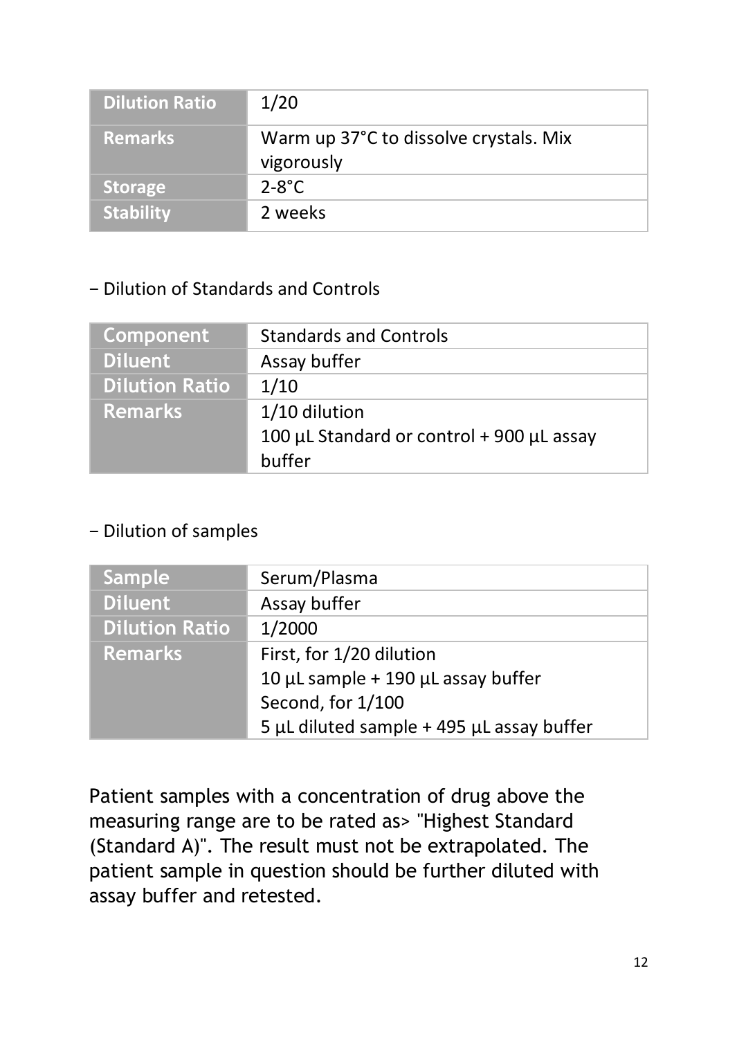| Dilution Ratio | 1/20 |
| --- | --- |
| Remarks | Warm up 37°C to dissolve crystals. Mix vigorously |
| Storage | 2-8°C |
| Stability | 2 weeks |

− Dilution of Standards and Controls

| Component | Standards and Controls |
| --- | --- |
| Diluent | Assay buffer |
| Dilution Ratio | 1/10 |
| Remarks | 1/10 dilution<br>100 µL Standard or control + 900 µL assay buffer |

− Dilution of samples

| Sample | Serum/Plasma |
| --- | --- |
| Diluent | Assay buffer |
| Dilution Ratio | 1/2000 |
| Remarks | First, for 1/20 dilution<br>10 µL sample + 190 µL assay buffer<br>Second, for 1/100<br>5 µL diluted sample + 495 µL assay buffer |

Patient samples with a concentration of drug above the measuring range are to be rated as> "Highest Standard (Standard A)". The result must not be extrapolated. The patient sample in question should be further diluted with assay buffer and retested.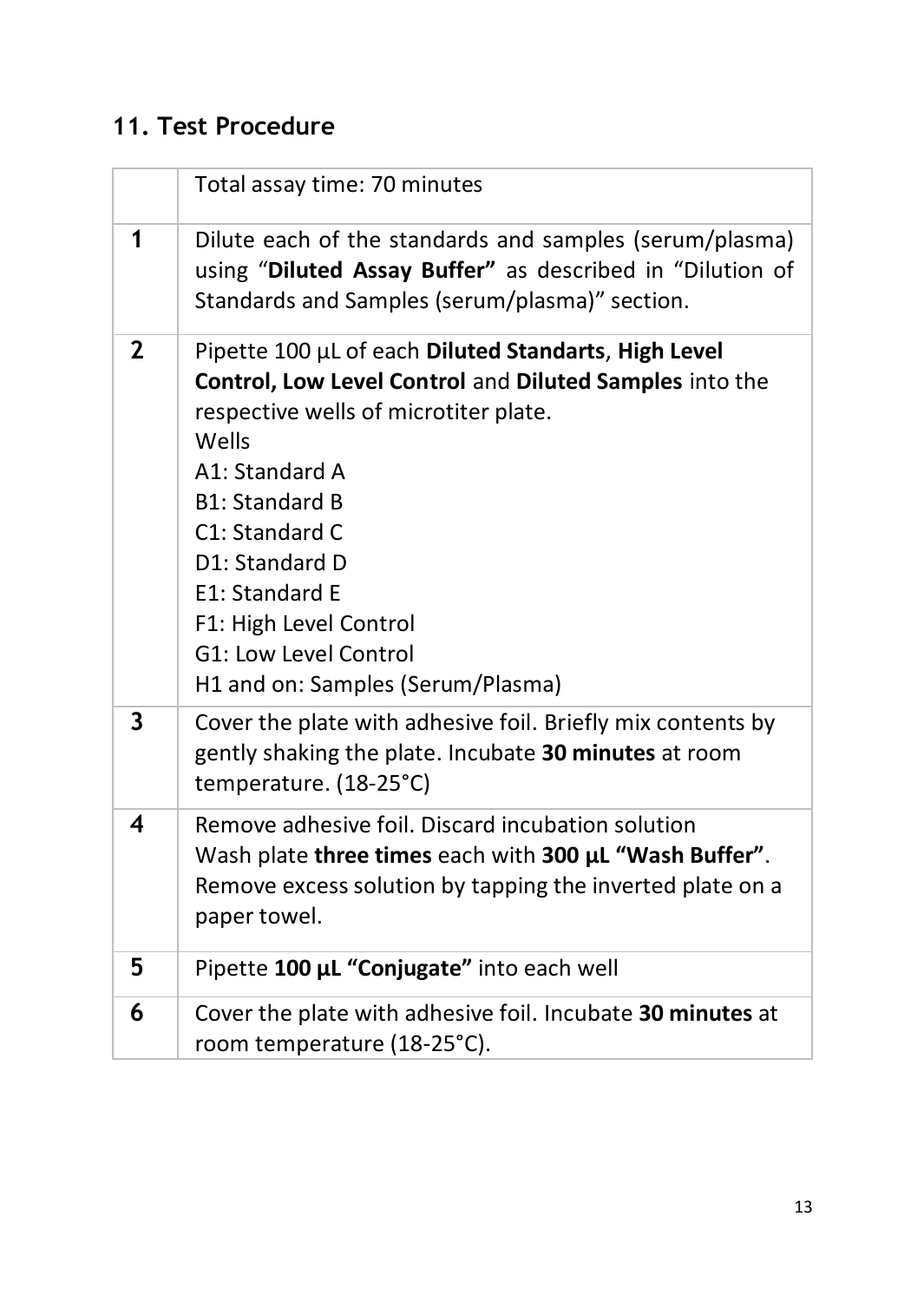## 11. Test Procedure

| | Total assay time: 70 minutes |
|---|---|
| **1** | Dilute each of the standards and samples (serum/plasma) using “**Diluted Assay Buffer”** as described in “Dilution of Standards and Samples (serum/plasma)” section. |
| **2** | Pipette 100 µL of each **Diluted Standarts**, **High Level Control, Low Level Control** and **Diluted Samples** into the respective wells of microtiter plate.<br>Wells<br>A1: Standard A<br>B1: Standard B<br>C1: Standard C<br>D1: Standard D<br>E1: Standard E<br>F1: High Level Control<br>G1: Low Level Control<br>H1 and on: Samples (Serum/Plasma) |
| **3** | Cover the plate with adhesive foil. Briefly mix contents by gently shaking the plate. Incubate **30 minutes** at room temperature. (18-25°C) |
| **4** | Remove adhesive foil. Discard incubation solution<br>Wash plate **three times** each with **300 µL “Wash Buffer”**. Remove excess solution by tapping the inverted plate on a paper towel. |
| **5** | Pipette **100 µL “Conjugate”** into each well |
| **6** | Cover the plate with adhesive foil. Incubate **30 minutes** at room temperature (18-25°C). |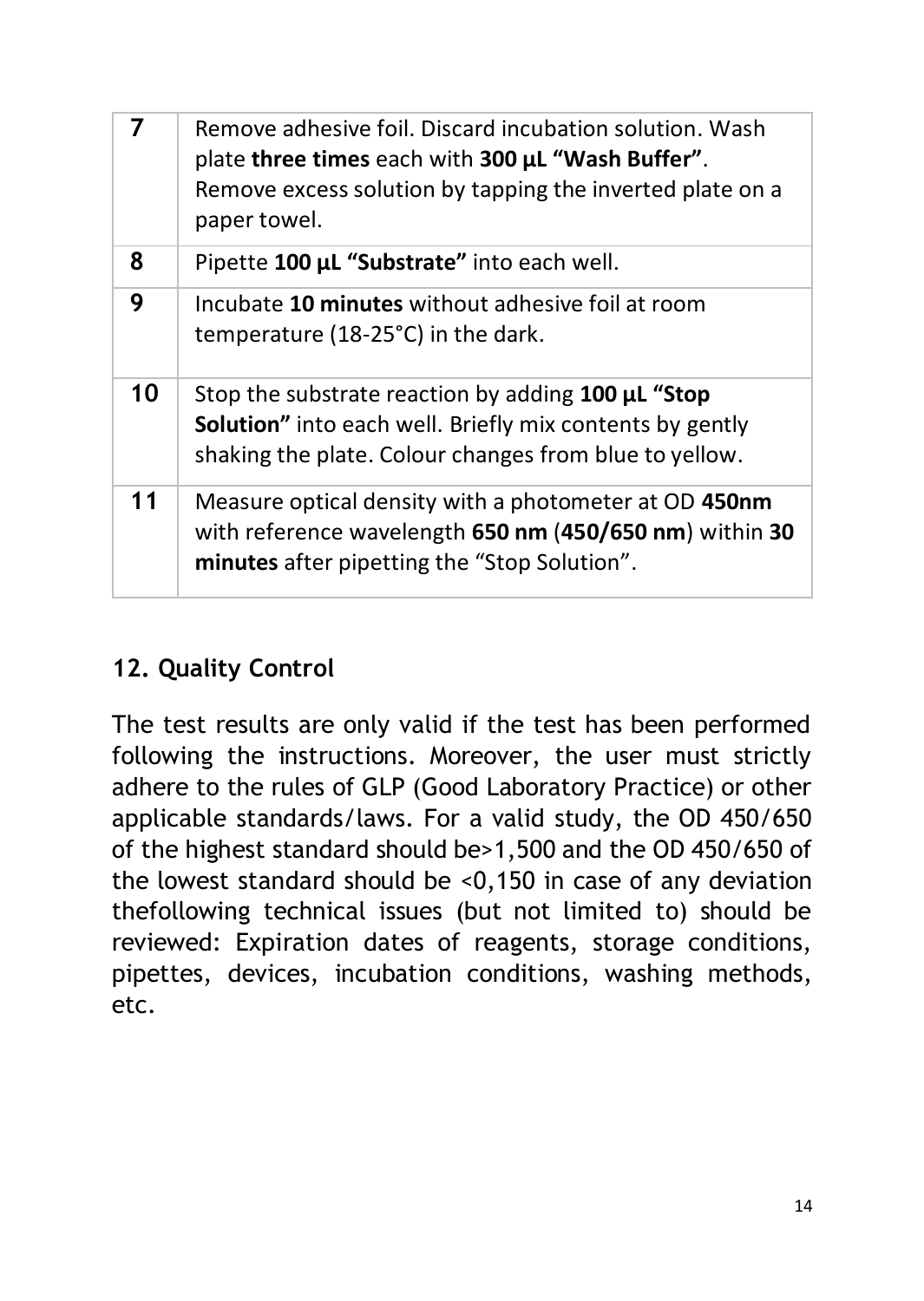| | |
|---|---|
| **7** | Remove adhesive foil. Discard incubation solution. Wash plate **three times** each with **300 µL "Wash Buffer"**. Remove excess solution by tapping the inverted plate on a paper towel. |
| **8** | Pipette **100 µL "Substrate"** into each well. |
| **9** | Incubate **10 minutes** without adhesive foil at room temperature (18-25°C) in the dark. |
| **10** | Stop the substrate reaction by adding **100 µL "Stop Solution"** into each well. Briefly mix contents by gently shaking the plate. Colour changes from blue to yellow. |
| **11** | Measure optical density with a photometer at OD **450nm** with reference wavelength **650 nm** (**450/650 nm**) within **30 minutes** after pipetting the "Stop Solution". |

## 12. Quality Control

The test results are only valid if the test has been performed following the instructions. Moreover, the user must strictly adhere to the rules of GLP (Good Laboratory Practice) or other applicable standards/laws. For a valid study, the OD 450/650 of the highest standard should be>1,500 and the OD 450/650 of the lowest standard should be <0,150 in case of any deviation thefollowing technical issues (but not limited to) should be reviewed: Expiration dates of reagents, storage conditions, pipettes, devices, incubation conditions, washing methods, etc.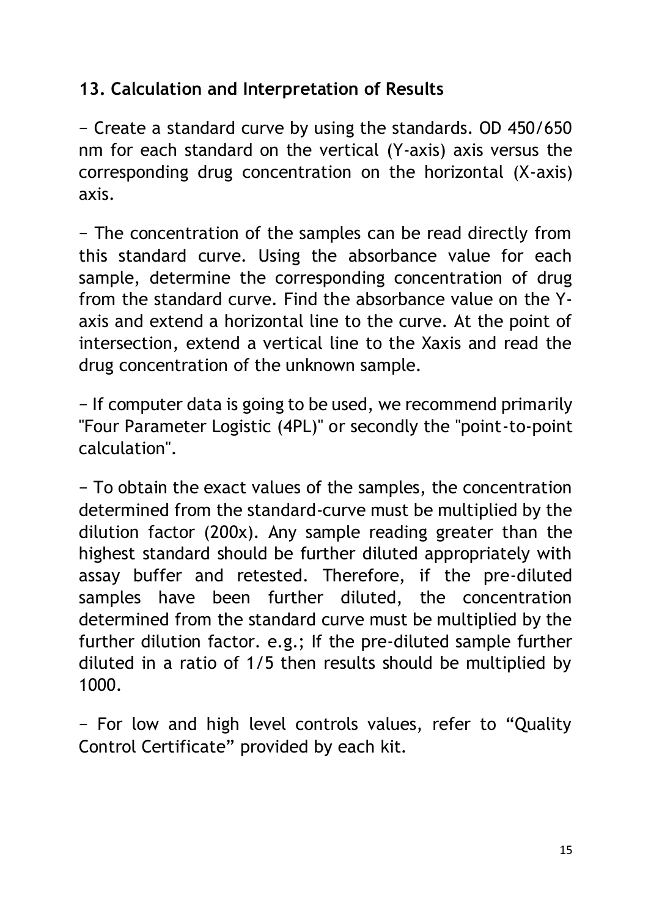## 13. Calculation and Interpretation of Results

− Create a standard curve by using the standards. OD 450/650 nm for each standard on the vertical (Y-axis) axis versus the corresponding drug concentration on the horizontal (X-axis) axis.

− The concentration of the samples can be read directly from this standard curve. Using the absorbance value for each sample, determine the corresponding concentration of drug from the standard curve. Find the absorbance value on the Y-axis and extend a horizontal line to the curve. At the point of intersection, extend a vertical line to the Xaxis and read the drug concentration of the unknown sample.

− If computer data is going to be used, we recommend primarily "Four Parameter Logistic (4PL)" or secondly the "point-to-point calculation".

− To obtain the exact values of the samples, the concentration determined from the standard-curve must be multiplied by the dilution factor (200x). Any sample reading greater than the highest standard should be further diluted appropriately with assay buffer and retested. Therefore, if the pre-diluted samples have been further diluted, the concentration determined from the standard curve must be multiplied by the further dilution factor. e.g.; If the pre-diluted sample further diluted in a ratio of 1/5 then results should be multiplied by 1000.

− For low and high level controls values, refer to “Quality Control Certificate” provided by each kit.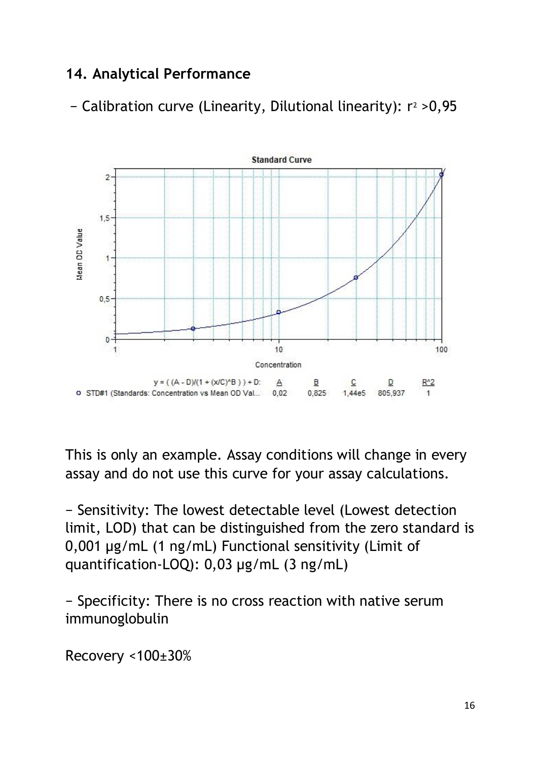### 14. Analytical Performance

− Calibration curve (Linearity, Dilutional linearity): $r^2$ >0,95

This is only an example. Assay conditions will change in every assay and do not use this curve for your assay calculations.

− Sensitivity: The lowest detectable level (Lowest detection limit, LOD) that can be distinguished from the zero standard is 0,001 µg/mL (1 ng/mL) Functional sensitivity (Limit of quantification-LOQ): 0,03 µg/mL (3 ng/mL)

− Specificity: There is no cross reaction with native serum immunoglobulin

Recovery <100±30%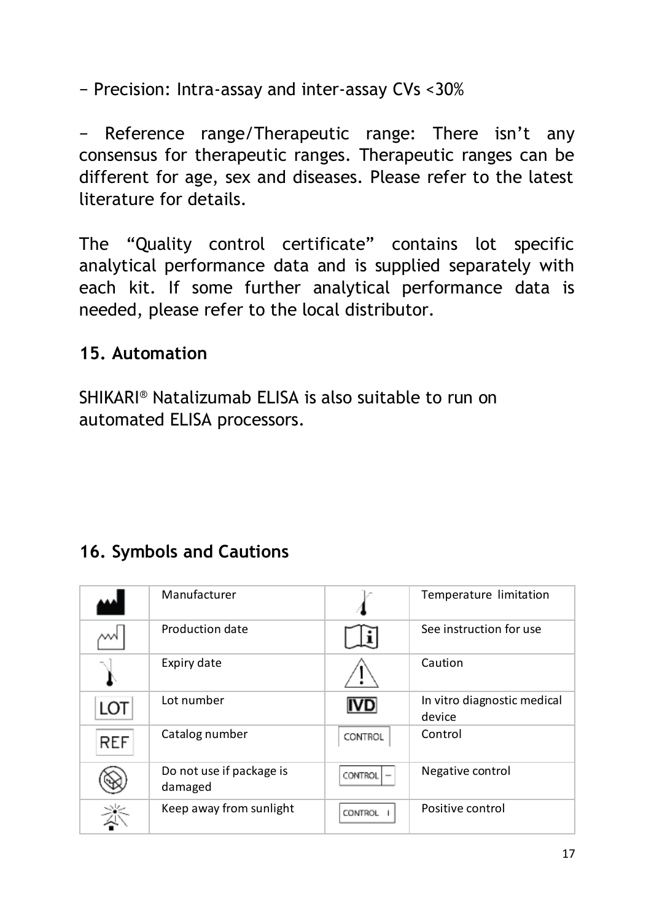− Precision: Intra-assay and inter-assay CVs <30%

− Reference range/Therapeutic range: There isn't any consensus for therapeutic ranges. Therapeutic ranges can be different for age, sex and diseases. Please refer to the latest literature for details.

The "Quality control certificate" contains lot specific analytical performance data and is supplied separately with each kit. If some further analytical performance data is needed, please refer to the local distributor.

## 15. Automation

SHIKARI® Natalizumab ELISA is also suitable to run on automated ELISA processors.

## 16. Symbols and Cautions

| Symbol | Meaning | Symbol | Meaning |
|---|---|---|---|
| | Manufacturer | | Temperature limitation |
| | Production date | | See instruction for use |
| | Expiry date | | Caution |
| LOT | Lot number | IVD | In vitro diagnostic medical device |
| REF | Catalog number | CONTROL | Control |
| | Do not use if package is damaged | CONTROL − | Negative control |
| | Keep away from sunlight | CONTROL + | Positive control |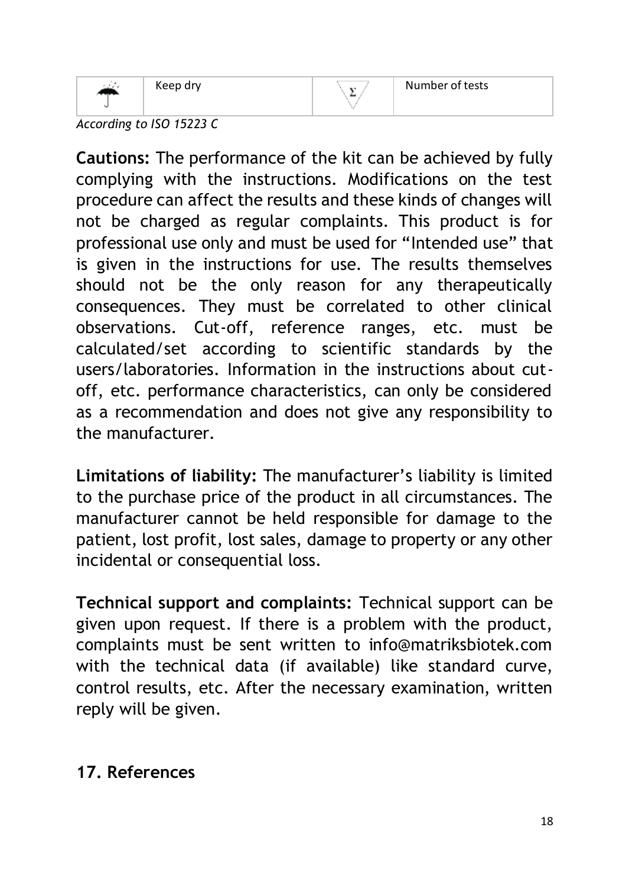| | Keep dry | Σ | Number of tests |
|---|---|---|---|

*According to ISO 15223 C*

**Cautions:** The performance of the kit can be achieved by fully complying with the instructions. Modifications on the test procedure can affect the results and these kinds of changes will not be charged as regular complaints. This product is for professional use only and must be used for "Intended use" that is given in the instructions for use. The results themselves should not be the only reason for any therapeutically consequences. They must be correlated to other clinical observations. Cut-off, reference ranges, etc. must be calculated/set according to scientific standards by the users/laboratories. Information in the instructions about cut-off, etc. performance characteristics, can only be considered as a recommendation and does not give any responsibility to the manufacturer.

**Limitations of liability:** The manufacturer's liability is limited to the purchase price of the product in all circumstances. The manufacturer cannot be held responsible for damage to the patient, lost profit, lost sales, damage to property or any other incidental or consequential loss.

**Technical support and complaints:** Technical support can be given upon request. If there is a problem with the product, complaints must be sent written to info@matriksbiotek.com with the technical data (if available) like standard curve, control results, etc. After the necessary examination, written reply will be given.

## 17. References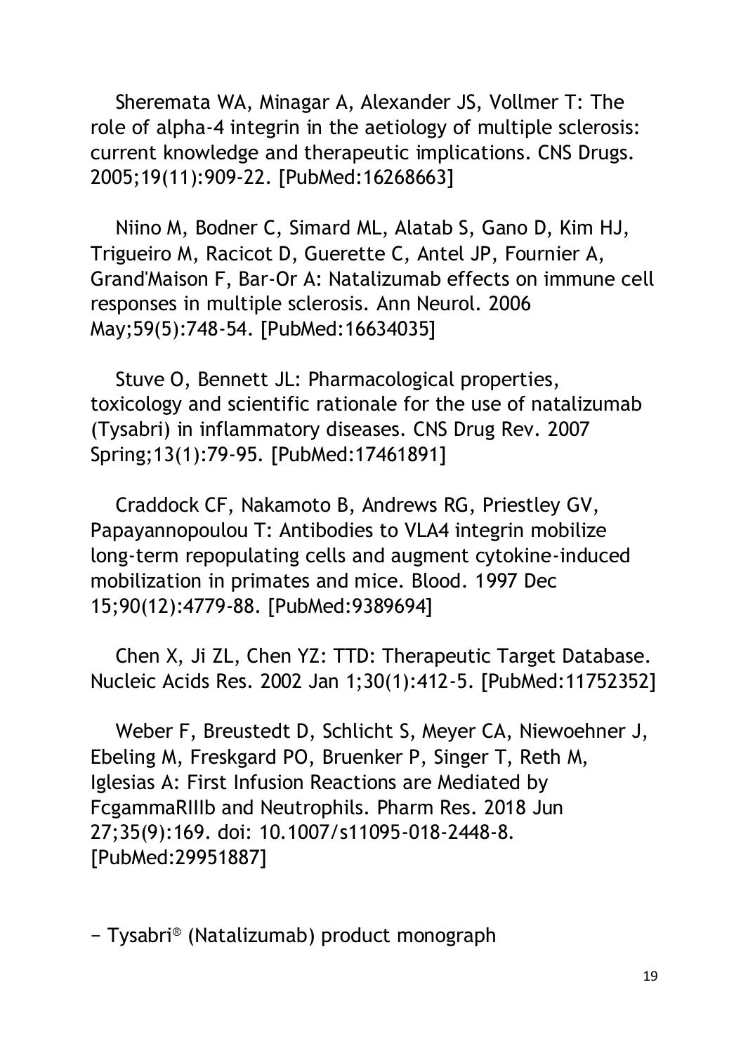Sheremata WA, Minagar A, Alexander JS, Vollmer T: The role of alpha-4 integrin in the aetiology of multiple sclerosis: current knowledge and therapeutic implications. CNS Drugs. 2005;19(11):909-22. [PubMed:16268663]

Niino M, Bodner C, Simard ML, Alatab S, Gano D, Kim HJ, Trigueiro M, Racicot D, Guerette C, Antel JP, Fournier A, Grand'Maison F, Bar-Or A: Natalizumab effects on immune cell responses in multiple sclerosis. Ann Neurol. 2006 May;59(5):748-54. [PubMed:16634035]

Stuve O, Bennett JL: Pharmacological properties, toxicology and scientific rationale for the use of natalizumab (Tysabri) in inflammatory diseases. CNS Drug Rev. 2007 Spring;13(1):79-95. [PubMed:17461891]

Craddock CF, Nakamoto B, Andrews RG, Priestley GV, Papayannopoulou T: Antibodies to VLA4 integrin mobilize long-term repopulating cells and augment cytokine-induced mobilization in primates and mice. Blood. 1997 Dec 15;90(12):4779-88. [PubMed:9389694]

Chen X, Ji ZL, Chen YZ: TTD: Therapeutic Target Database. Nucleic Acids Res. 2002 Jan 1;30(1):412-5. [PubMed:11752352]

Weber F, Breustedt D, Schlicht S, Meyer CA, Niewoehner J, Ebeling M, Freskgard PO, Bruenker P, Singer T, Reth M, Iglesias A: First Infusion Reactions are Mediated by FcgammaRIIIb and Neutrophils. Pharm Res. 2018 Jun 27;35(9):169. doi: 10.1007/s11095-018-2448-8. [PubMed:29951887]

− Tysabri® (Natalizumab) product monograph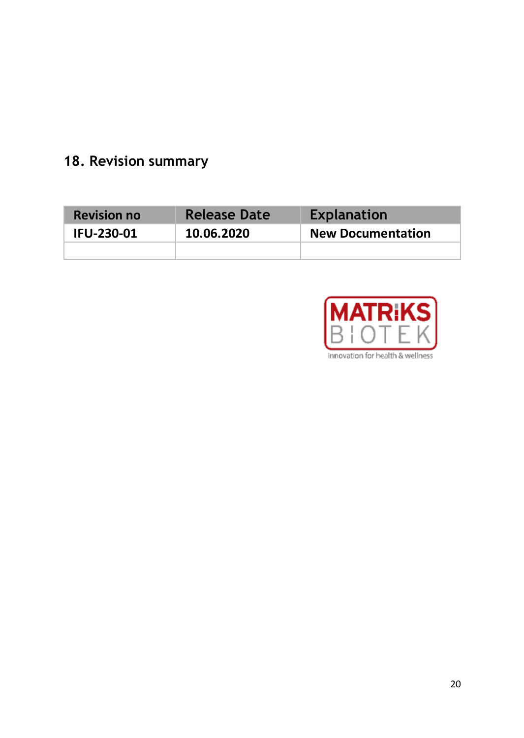## 18. Revision summary

| Revision no | Release Date | Explanation |
|---|---|---|
| IFU-230-01 | 10.06.2020 | New Documentation |
| | | |

MATRiKS BiOTEK
innovation for health & wellness